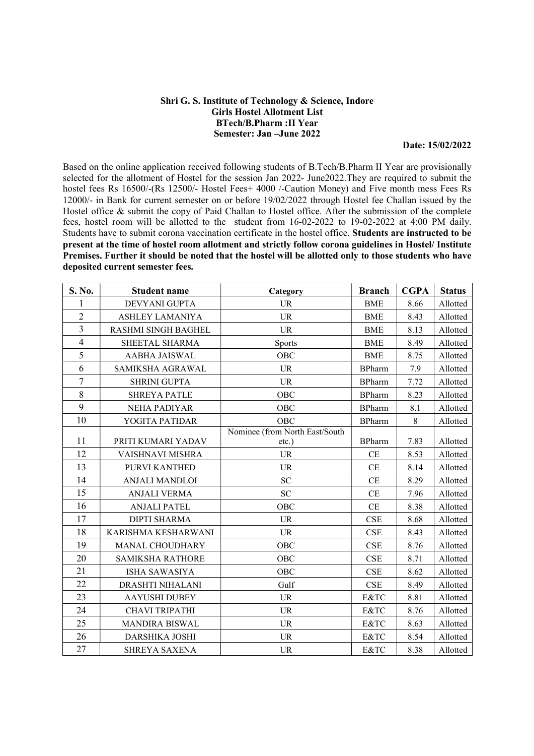**Shri G. S. Institute of Technology & Science, Indore**
**Girls Hostel Allotment List**
**BTech/B.Pharm :II Year**
**Semester: Jan –June 2022**

**Date: 15/02/2022**

Based on the online application received following students of B.Tech/B.Pharm II Year are provisionally selected for the allotment of Hostel for the session Jan 2022- June2022.They are required to submit the hostel fees Rs 16500/-(Rs 12500/- Hostel Fees+ 4000 /-Caution Money) and Five month mess Fees Rs 12000/- in Bank for current semester on or before 19/02/2022 through Hostel fee Challan issued by the Hostel office & submit the copy of Paid Challan to Hostel office. After the submission of the complete fees, hostel room will be allotted to the student from 16-02-2022 to 19-02-2022 at 4:00 PM daily. Students have to submit corona vaccination certificate in the hostel office. **Students are instructed to be present at the time of hostel room allotment and strictly follow corona guidelines in Hostel/ Institute Premises. Further it should be noted that the hostel will be allotted only to those students who have deposited current semester fees.**

| S. No. | Student name | Category | Branch | CGPA | Status |
|---|---|---|---|---|---|
| 1 | DEVYANI GUPTA | UR | BME | 8.66 | Allotted |
| 2 | ASHLEY LAMANIYA | UR | BME | 8.43 | Allotted |
| 3 | RASHMI SINGH BAGHEL | UR | BME | 8.13 | Allotted |
| 4 | SHEETAL SHARMA | Sports | BME | 8.49 | Allotted |
| 5 | AABHA JAISWAL | OBC | BME | 8.75 | Allotted |
| 6 | SAMIKSHA AGRAWAL | UR | BPharm | 7.9 | Allotted |
| 7 | SHRINI GUPTA | UR | BPharm | 7.72 | Allotted |
| 8 | SHREYA PATLE | OBC | BPharm | 8.23 | Allotted |
| 9 | NEHA PADIYAR | OBC | BPharm | 8.1 | Allotted |
| 10 | YOGITA PATIDAR | OBC | BPharm | 8 | Allotted |
| 11 | PRITI KUMARI YADAV | Nominee (from North East/South etc.) | BPharm | 7.83 | Allotted |
| 12 | VAISHNAVI MISHRA | UR | CE | 8.53 | Allotted |
| 13 | PURVI KANTHED | UR | CE | 8.14 | Allotted |
| 14 | ANJALI MANDLOI | SC | CE | 8.29 | Allotted |
| 15 | ANJALI VERMA | SC | CE | 7.96 | Allotted |
| 16 | ANJALI PATEL | OBC | CE | 8.38 | Allotted |
| 17 | DIPTI SHARMA | UR | CSE | 8.68 | Allotted |
| 18 | KARISHMA KESHARWANI | UR | CSE | 8.43 | Allotted |
| 19 | MANAL CHOUDHARY | OBC | CSE | 8.76 | Allotted |
| 20 | SAMIKSHA RATHORE | OBC | CSE | 8.71 | Allotted |
| 21 | ISHA SAWASIYA | OBC | CSE | 8.62 | Allotted |
| 22 | DRASHTI NIHALANI | Gulf | CSE | 8.49 | Allotted |
| 23 | AAYUSHI DUBEY | UR | E&TC | 8.81 | Allotted |
| 24 | CHAVI TRIPATHI | UR | E&TC | 8.76 | Allotted |
| 25 | MANDIRA BISWAL | UR | E&TC | 8.63 | Allotted |
| 26 | DARSHIKA JOSHI | UR | E&TC | 8.54 | Allotted |
| 27 | SHREYA SAXENA | UR | E&TC | 8.38 | Allotted |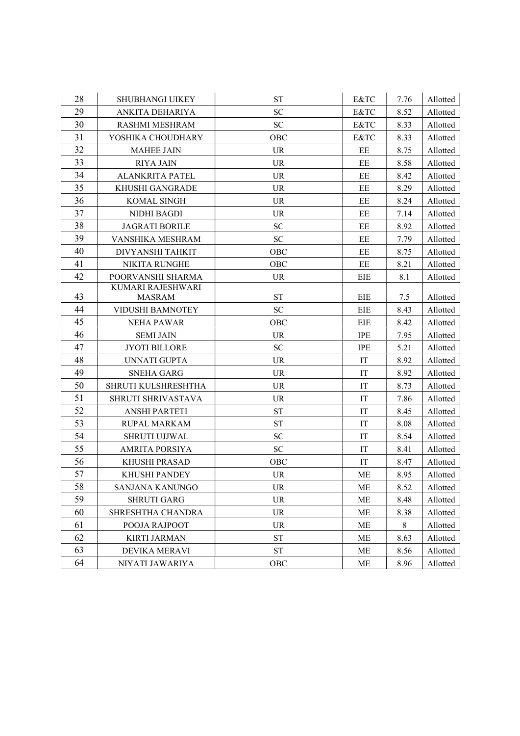| 28 | SHUBHANGI UIKEY | ST | E&TC | 7.76 | Allotted |
|---|---|---|---|---|---|
| 29 | ANKITA DEHARIYA | SC | E&TC | 8.52 | Allotted |
| 30 | RASHMI MESHRAM | SC | E&TC | 8.33 | Allotted |
| 31 | YOSHIKA CHOUDHARY | OBC | E&TC | 8.33 | Allotted |
| 32 | MAHEE JAIN | UR | EE | 8.75 | Allotted |
| 33 | RIYA JAIN | UR | EE | 8.58 | Allotted |
| 34 | ALANKRITA PATEL | UR | EE | 8.42 | Allotted |
| 35 | KHUSHI GANGRADE | UR | EE | 8.29 | Allotted |
| 36 | KOMAL SINGH | UR | EE | 8.24 | Allotted |
| 37 | NIDHI BAGDI | UR | EE | 7.14 | Allotted |
| 38 | JAGRATI BORILE | SC | EE | 8.92 | Allotted |
| 39 | VANSHIKA MESHRAM | SC | EE | 7.79 | Allotted |
| 40 | DIVYANSHI TAHKIT | OBC | EE | 8.75 | Allotted |
| 41 | NIKITA RUNGHE | OBC | EE | 8.21 | Allotted |
| 42 | POORVANSHI SHARMA | UR | EIE | 8.1 | Allotted |
| 43 | KUMARI RAJESHWARI MASRAM | ST | EIE | 7.5 | Allotted |
| 44 | VIDUSHI BAMNOTEY | SC | EIE | 8.43 | Allotted |
| 45 | NEHA PAWAR | OBC | EIE | 8.42 | Allotted |
| 46 | SEMI JAIN | UR | IPE | 7.95 | Allotted |
| 47 | JYOTI BILLORE | SC | IPE | 5.21 | Allotted |
| 48 | UNNATI GUPTA | UR | IT | 8.92 | Allotted |
| 49 | SNEHA GARG | UR | IT | 8.92 | Allotted |
| 50 | SHRUTI KULSHRESHTHA | UR | IT | 8.73 | Allotted |
| 51 | SHRUTI SHRIVASTAVA | UR | IT | 7.86 | Allotted |
| 52 | ANSHI PARTETI | ST | IT | 8.45 | Allotted |
| 53 | RUPAL MARKAM | ST | IT | 8.08 | Allotted |
| 54 | SHRUTI UJJWAL | SC | IT | 8.54 | Allotted |
| 55 | AMRITA PORSIYA | SC | IT | 8.41 | Allotted |
| 56 | KHUSHI PRASAD | OBC | IT | 8.47 | Allotted |
| 57 | KHUSHI PANDEY | UR | ME | 8.95 | Allotted |
| 58 | SANJANA KANUNGO | UR | ME | 8.52 | Allotted |
| 59 | SHRUTI GARG | UR | ME | 8.48 | Allotted |
| 60 | SHRESHTHA CHANDRA | UR | ME | 8.38 | Allotted |
| 61 | POOJA RAJPOOT | UR | ME | 8 | Allotted |
| 62 | KIRTI JARMAN | ST | ME | 8.63 | Allotted |
| 63 | DEVIKA MERAVI | ST | ME | 8.56 | Allotted |
| 64 | NIYATI JAWARIYA | OBC | ME | 8.96 | Allotted |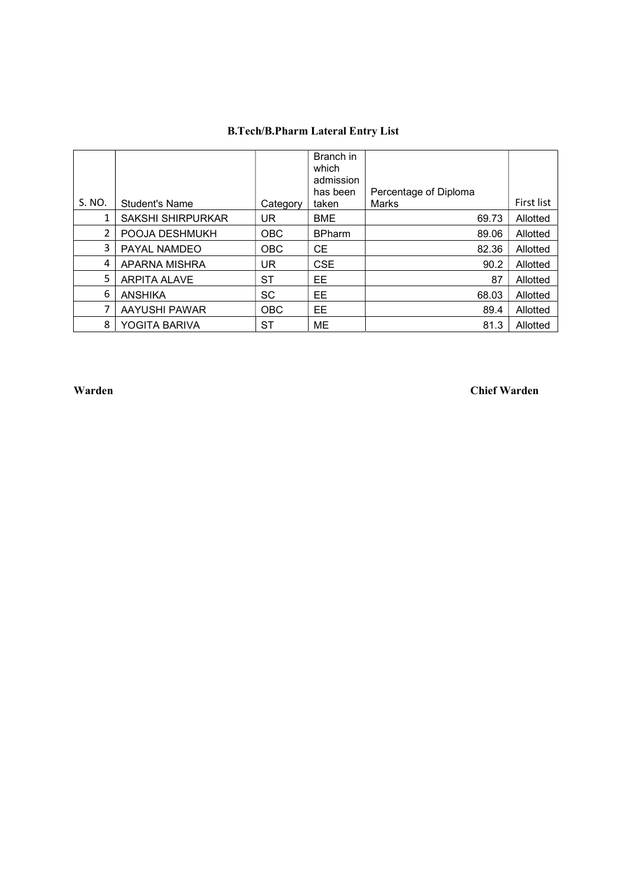## B.Tech/B.Pharm Lateral Entry List

| S. NO. | Student's Name | Category | Branch in which admission has been taken | Percentage of Diploma Marks | First list |
|---|---|---|---|---|---|
| 1 | SAKSHI SHIRPURKAR | UR | BME | 69.73 | Allotted |
| 2 | POOJA DESHMUKH | OBC | BPharm | 89.06 | Allotted |
| 3 | PAYAL NAMDEO | OBC | CE | 82.36 | Allotted |
| 4 | APARNA MISHRA | UR | CSE | 90.2 | Allotted |
| 5 | ARPITA ALAVE | ST | EE | 87 | Allotted |
| 6 | ANSHIKA | SC | EE | 68.03 | Allotted |
| 7 | AAYUSHI PAWAR | OBC | EE | 89.4 | Allotted |
| 8 | YOGITA BARIVA | ST | ME | 81.3 | Allotted |

**Warden** **Chief Warden**